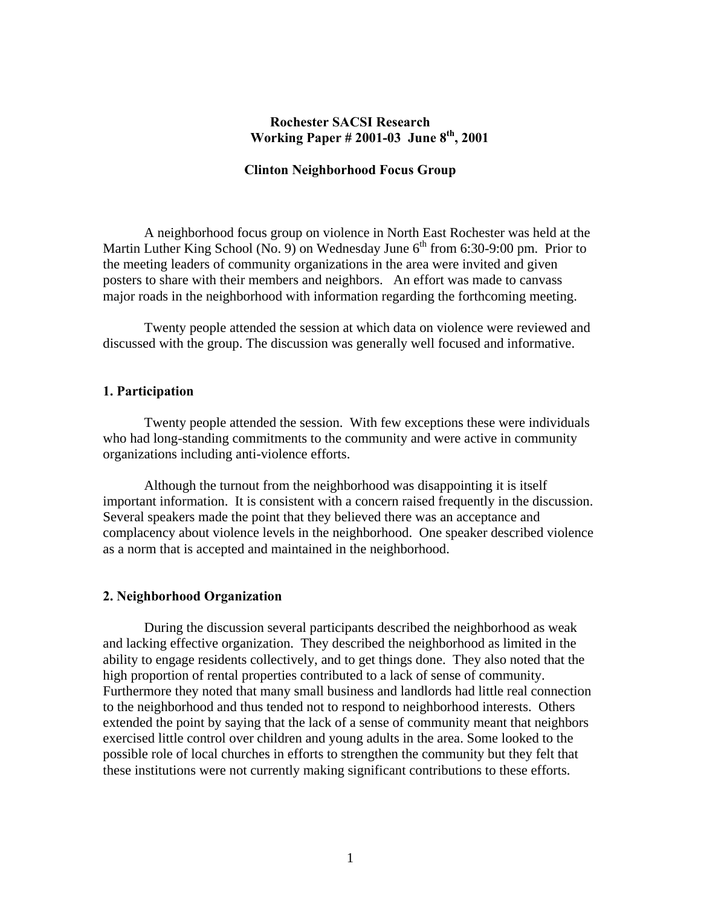# Rochester SACSI Research
## Working Paper # 2001-03 June 8th, 2001

## Clinton Neighborhood Focus Group

A neighborhood focus group on violence in North East Rochester was held at the Martin Luther King School (No. 9) on Wednesday June 6th from 6:30-9:00 pm. Prior to the meeting leaders of community organizations in the area were invited and given posters to share with their members and neighbors. An effort was made to canvass major roads in the neighborhood with information regarding the forthcoming meeting.

Twenty people attended the session at which data on violence were reviewed and discussed with the group. The discussion was generally well focused and informative.

### 1. Participation

Twenty people attended the session. With few exceptions these were individuals who had long-standing commitments to the community and were active in community organizations including anti-violence efforts.

Although the turnout from the neighborhood was disappointing it is itself important information. It is consistent with a concern raised frequently in the discussion. Several speakers made the point that they believed there was an acceptance and complacency about violence levels in the neighborhood. One speaker described violence as a norm that is accepted and maintained in the neighborhood.

### 2. Neighborhood Organization

During the discussion several participants described the neighborhood as weak and lacking effective organization. They described the neighborhood as limited in the ability to engage residents collectively, and to get things done. They also noted that the high proportion of rental properties contributed to a lack of sense of community. Furthermore they noted that many small business and landlords had little real connection to the neighborhood and thus tended not to respond to neighborhood interests. Others extended the point by saying that the lack of a sense of community meant that neighbors exercised little control over children and young adults in the area. Some looked to the possible role of local churches in efforts to strengthen the community but they felt that these institutions were not currently making significant contributions to these efforts.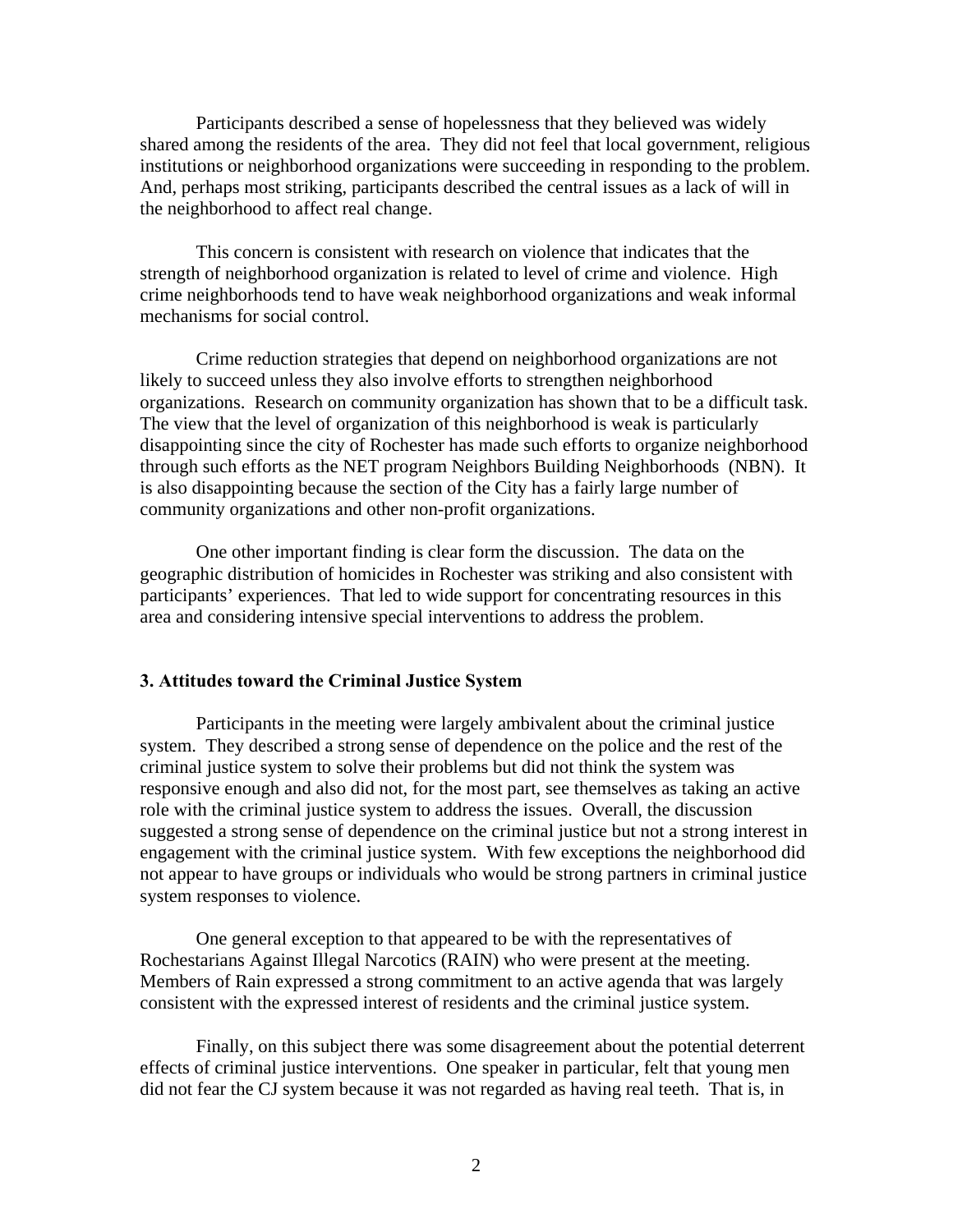Participants described a sense of hopelessness that they believed was widely shared among the residents of the area. They did not feel that local government, religious institutions or neighborhood organizations were succeeding in responding to the problem. And, perhaps most striking, participants described the central issues as a lack of will in the neighborhood to affect real change.

This concern is consistent with research on violence that indicates that the strength of neighborhood organization is related to level of crime and violence. High crime neighborhoods tend to have weak neighborhood organizations and weak informal mechanisms for social control.

Crime reduction strategies that depend on neighborhood organizations are not likely to succeed unless they also involve efforts to strengthen neighborhood organizations. Research on community organization has shown that to be a difficult task. The view that the level of organization of this neighborhood is weak is particularly disappointing since the city of Rochester has made such efforts to organize neighborhood through such efforts as the NET program Neighbors Building Neighborhoods (NBN). It is also disappointing because the section of the City has a fairly large number of community organizations and other non-profit organizations.

One other important finding is clear form the discussion. The data on the geographic distribution of homicides in Rochester was striking and also consistent with participants' experiences. That led to wide support for concentrating resources in this area and considering intensive special interventions to address the problem.

### 3. Attitudes toward the Criminal Justice System

Participants in the meeting were largely ambivalent about the criminal justice system. They described a strong sense of dependence on the police and the rest of the criminal justice system to solve their problems but did not think the system was responsive enough and also did not, for the most part, see themselves as taking an active role with the criminal justice system to address the issues. Overall, the discussion suggested a strong sense of dependence on the criminal justice but not a strong interest in engagement with the criminal justice system. With few exceptions the neighborhood did not appear to have groups or individuals who would be strong partners in criminal justice system responses to violence.

One general exception to that appeared to be with the representatives of Rochestarians Against Illegal Narcotics (RAIN) who were present at the meeting. Members of Rain expressed a strong commitment to an active agenda that was largely consistent with the expressed interest of residents and the criminal justice system.

Finally, on this subject there was some disagreement about the potential deterrent effects of criminal justice interventions. One speaker in particular, felt that young men did not fear the CJ system because it was not regarded as having real teeth. That is, in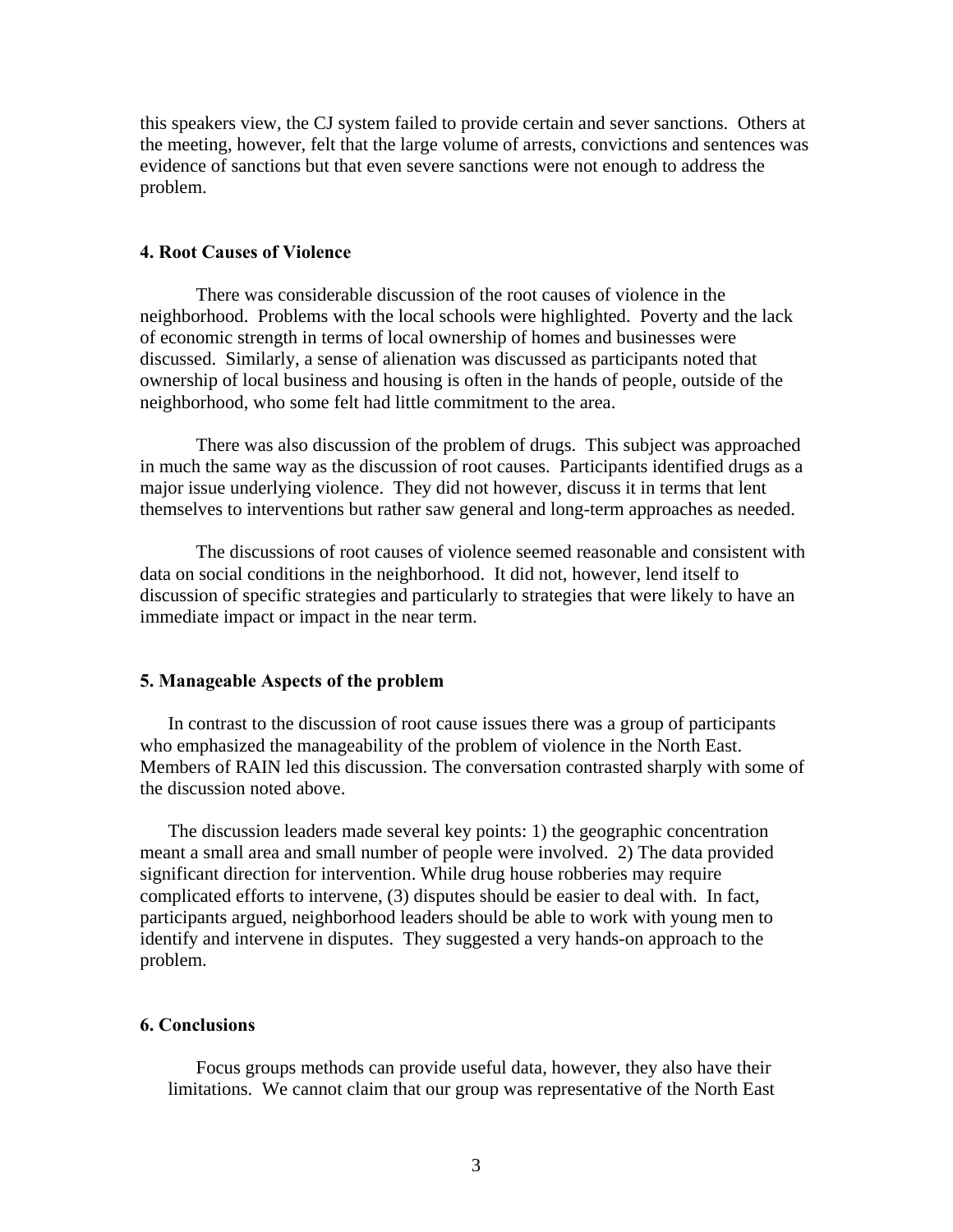this speakers view, the CJ system failed to provide certain and sever sanctions. Others at the meeting, however, felt that the large volume of arrests, convictions and sentences was evidence of sanctions but that even severe sanctions were not enough to address the problem.

### 4. Root Causes of Violence

There was considerable discussion of the root causes of violence in the neighborhood. Problems with the local schools were highlighted. Poverty and the lack of economic strength in terms of local ownership of homes and businesses were discussed. Similarly, a sense of alienation was discussed as participants noted that ownership of local business and housing is often in the hands of people, outside of the neighborhood, who some felt had little commitment to the area.

There was also discussion of the problem of drugs. This subject was approached in much the same way as the discussion of root causes. Participants identified drugs as a major issue underlying violence. They did not however, discuss it in terms that lent themselves to interventions but rather saw general and long-term approaches as needed.

The discussions of root causes of violence seemed reasonable and consistent with data on social conditions in the neighborhood. It did not, however, lend itself to discussion of specific strategies and particularly to strategies that were likely to have an immediate impact or impact in the near term.

### 5. Manageable Aspects of the problem

In contrast to the discussion of root cause issues there was a group of participants who emphasized the manageability of the problem of violence in the North East. Members of RAIN led this discussion. The conversation contrasted sharply with some of the discussion noted above.

The discussion leaders made several key points: 1) the geographic concentration meant a small area and small number of people were involved. 2) The data provided significant direction for intervention. While drug house robberies may require complicated efforts to intervene, (3) disputes should be easier to deal with. In fact, participants argued, neighborhood leaders should be able to work with young men to identify and intervene in disputes. They suggested a very hands-on approach to the problem.

### 6. Conclusions

Focus groups methods can provide useful data, however, they also have their limitations. We cannot claim that our group was representative of the North East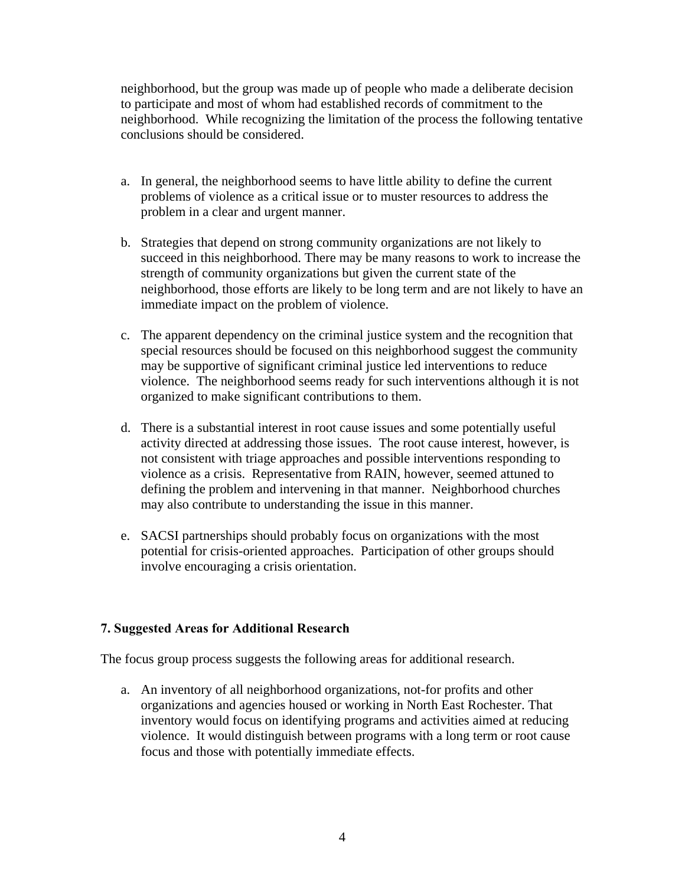neighborhood, but the group was made up of people who made a deliberate decision to participate and most of whom had established records of commitment to the neighborhood. While recognizing the limitation of the process the following tentative conclusions should be considered.

a. In general, the neighborhood seems to have little ability to define the current problems of violence as a critical issue or to muster resources to address the problem in a clear and urgent manner.

b. Strategies that depend on strong community organizations are not likely to succeed in this neighborhood. There may be many reasons to work to increase the strength of community organizations but given the current state of the neighborhood, those efforts are likely to be long term and are not likely to have an immediate impact on the problem of violence.

c. The apparent dependency on the criminal justice system and the recognition that special resources should be focused on this neighborhood suggest the community may be supportive of significant criminal justice led interventions to reduce violence. The neighborhood seems ready for such interventions although it is not organized to make significant contributions to them.

d. There is a substantial interest in root cause issues and some potentially useful activity directed at addressing those issues. The root cause interest, however, is not consistent with triage approaches and possible interventions responding to violence as a crisis. Representative from RAIN, however, seemed attuned to defining the problem and intervening in that manner. Neighborhood churches may also contribute to understanding the issue in this manner.

e. SACSI partnerships should probably focus on organizations with the most potential for crisis-oriented approaches. Participation of other groups should involve encouraging a crisis orientation.

### 7. Suggested Areas for Additional Research

The focus group process suggests the following areas for additional research.

a. An inventory of all neighborhood organizations, not-for profits and other organizations and agencies housed or working in North East Rochester. That inventory would focus on identifying programs and activities aimed at reducing violence. It would distinguish between programs with a long term or root cause focus and those with potentially immediate effects.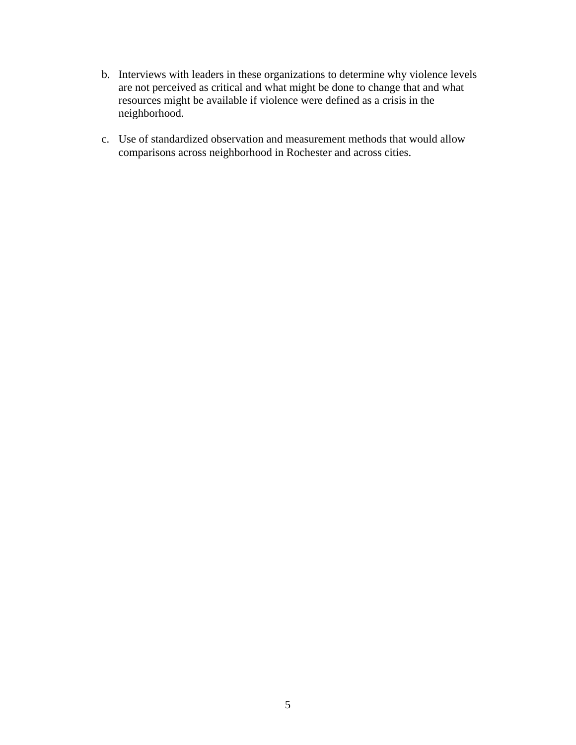b. Interviews with leaders in these organizations to determine why violence levels are not perceived as critical and what might be done to change that and what resources might be available if violence were defined as a crisis in the neighborhood.

c. Use of standardized observation and measurement methods that would allow comparisons across neighborhood in Rochester and across cities.